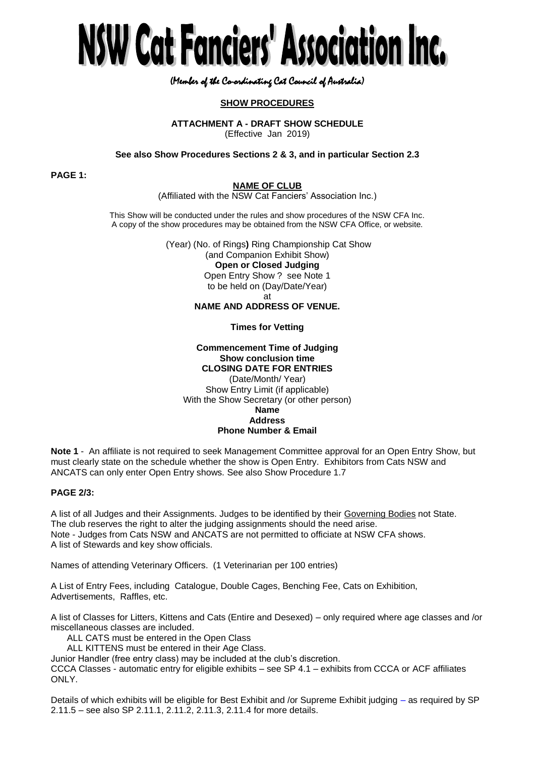# NSW Cat Fanciers' Association Inc.

*(Member of the Co-ordinating Cat Council of Australia)*

**SHOW PROCEDURES**

**ATTACHMENT A - DRAFT SHOW SCHEDULE**
(Effective Jan 2019)

**See also Show Procedures Sections 2 & 3, and in particular Section 2.3**

**PAGE 1:**

**NAME OF CLUB**
(Affiliated with the NSW Cat Fanciers' Association Inc.)

This Show will be conducted under the rules and show procedures of the NSW CFA Inc.
A copy of the show procedures may be obtained from the NSW CFA Office, or website.

(Year) (No. of Rings**)** Ring Championship Cat Show
(and Companion Exhibit Show)
**Open or Closed Judging**
Open Entry Show ? see Note 1
to be held on (Day/Date/Year)
at
**NAME AND ADDRESS OF VENUE.**

**Times for Vetting**

**Commencement Time of Judging**
**Show conclusion time**
**CLOSING DATE FOR ENTRIES**
(Date/Month/ Year)
Show Entry Limit (if applicable)
With the Show Secretary (or other person)
**Name**
**Address**
**Phone Number & Email**

**Note 1** - An affiliate is not required to seek Management Committee approval for an Open Entry Show, but must clearly state on the schedule whether the show is Open Entry. Exhibitors from Cats NSW and ANCATS can only enter Open Entry shows. See also Show Procedure 1.7

**PAGE 2/3:**

A list of all Judges and their Assignments. Judges to be identified by their Governing Bodies not State.
The club reserves the right to alter the judging assignments should the need arise.
Note - Judges from Cats NSW and ANCATS are not permitted to officiate at NSW CFA shows.
A list of Stewards and key show officials.

Names of attending Veterinary Officers. (1 Veterinarian per 100 entries)

A List of Entry Fees, including Catalogue, Double Cages, Benching Fee, Cats on Exhibition, Advertisements, Raffles, etc.

A list of Classes for Litters, Kittens and Cats (Entire and Desexed) – only required where age classes and /or miscellaneous classes are included.

ALL CATS must be entered in the Open Class
ALL KITTENS must be entered in their Age Class.

Junior Handler (free entry class) may be included at the club's discretion.
CCCA Classes - automatic entry for eligible exhibits – see SP 4.1 – exhibits from CCCA or ACF affiliates ONLY.

Details of which exhibits will be eligible for Best Exhibit and /or Supreme Exhibit judging – as required by SP 2.11.5 – see also SP 2.11.1, 2.11.2, 2.11.3, 2.11.4 for more details.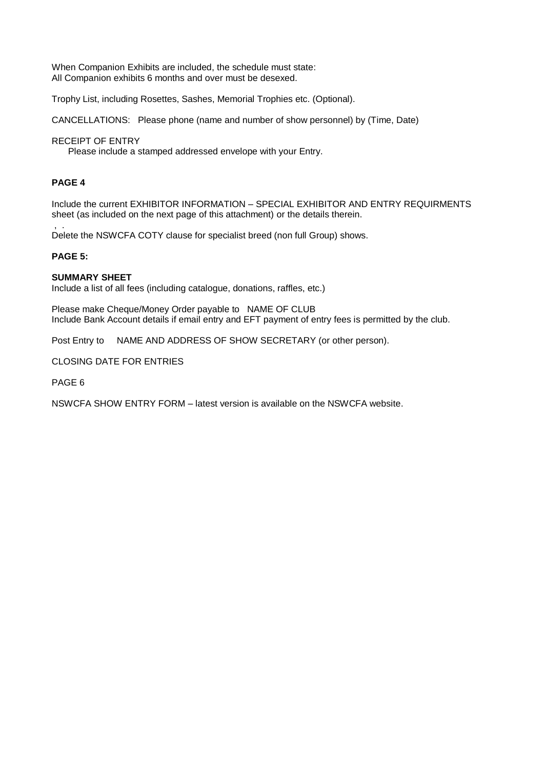When Companion Exhibits are included, the schedule must state:
All Companion exhibits 6 months and over must be desexed.

Trophy List, including Rosettes, Sashes, Memorial Trophies etc. (Optional).

CANCELLATIONS: Please phone (name and number of show personnel) by (Time, Date)

RECEIPT OF ENTRY
Please include a stamped addressed envelope with your Entry.

**PAGE 4**

Include the current EXHIBITOR INFORMATION – SPECIAL EXHIBITOR AND ENTRY REQUIRMENTS sheet (as included on the next page of this attachment) or the details therein.

Delete the NSWCFA COTY clause for specialist breed (non full Group) shows.

**PAGE 5:**

**SUMMARY SHEET**
Include a list of all fees (including catalogue, donations, raffles, etc.)

Please make Cheque/Money Order payable to NAME OF CLUB
Include Bank Account details if email entry and EFT payment of entry fees is permitted by the club.

Post Entry to NAME AND ADDRESS OF SHOW SECRETARY (or other person).

CLOSING DATE FOR ENTRIES

PAGE 6

NSWCFA SHOW ENTRY FORM – latest version is available on the NSWCFA website.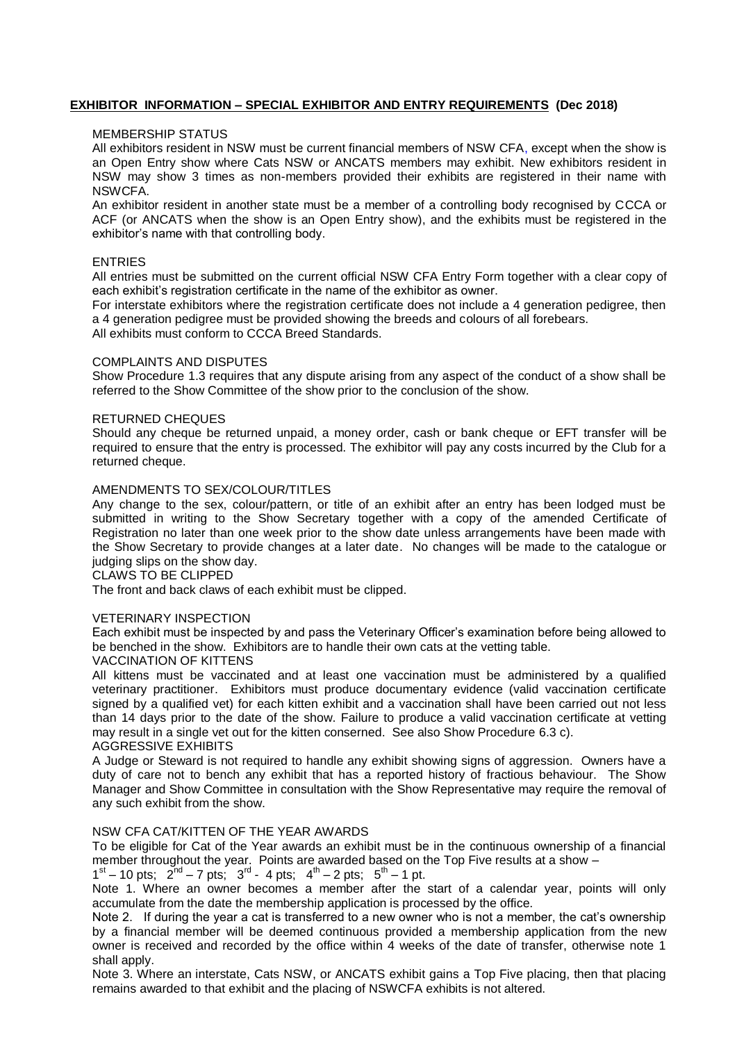## **EXHIBITOR INFORMATION – SPECIAL EXHIBITOR AND ENTRY REQUIREMENTS (Dec 2018)**

MEMBERSHIP STATUS

All exhibitors resident in NSW must be current financial members of NSW CFA, except when the show is an Open Entry show where Cats NSW or ANCATS members may exhibit. New exhibitors resident in NSW may show 3 times as non-members provided their exhibits are registered in their name with NSWCFA.

An exhibitor resident in another state must be a member of a controlling body recognised by CCCA or ACF (or ANCATS when the show is an Open Entry show), and the exhibits must be registered in the exhibitor's name with that controlling body.

ENTRIES

All entries must be submitted on the current official NSW CFA Entry Form together with a clear copy of each exhibit's registration certificate in the name of the exhibitor as owner.

For interstate exhibitors where the registration certificate does not include a 4 generation pedigree, then a 4 generation pedigree must be provided showing the breeds and colours of all forebears.

All exhibits must conform to CCCA Breed Standards.

COMPLAINTS AND DISPUTES

Show Procedure 1.3 requires that any dispute arising from any aspect of the conduct of a show shall be referred to the Show Committee of the show prior to the conclusion of the show.

RETURNED CHEQUES

Should any cheque be returned unpaid, a money order, cash or bank cheque or EFT transfer will be required to ensure that the entry is processed. The exhibitor will pay any costs incurred by the Club for a returned cheque.

AMENDMENTS TO SEX/COLOUR/TITLES

Any change to the sex, colour/pattern, or title of an exhibit after an entry has been lodged must be submitted in writing to the Show Secretary together with a copy of the amended Certificate of Registration no later than one week prior to the show date unless arrangements have been made with the Show Secretary to provide changes at a later date. No changes will be made to the catalogue or judging slips on the show day.

CLAWS TO BE CLIPPED

The front and back claws of each exhibit must be clipped.

VETERINARY INSPECTION

Each exhibit must be inspected by and pass the Veterinary Officer's examination before being allowed to be benched in the show. Exhibitors are to handle their own cats at the vetting table.

VACCINATION OF KITTENS

All kittens must be vaccinated and at least one vaccination must be administered by a qualified veterinary practitioner. Exhibitors must produce documentary evidence (valid vaccination certificate signed by a qualified vet) for each kitten exhibit and a vaccination shall have been carried out not less than 14 days prior to the date of the show. Failure to produce a valid vaccination certificate at vetting may result in a single vet out for the kitten conserned. See also Show Procedure 6.3 c).

AGGRESSIVE EXHIBITS

A Judge or Steward is not required to handle any exhibit showing signs of aggression. Owners have a duty of care not to bench any exhibit that has a reported history of fractious behaviour. The Show Manager and Show Committee in consultation with the Show Representative may require the removal of any such exhibit from the show.

NSW CFA CAT/KITTEN OF THE YEAR AWARDS

To be eligible for Cat of the Year awards an exhibit must be in the continuous ownership of a financial member throughout the year. Points are awarded based on the Top Five results at a show –

1st – 10 pts; 2nd – 7 pts; 3rd - 4 pts; 4th – 2 pts; 5th – 1 pt.

Note 1. Where an owner becomes a member after the start of a calendar year, points will only accumulate from the date the membership application is processed by the office.

Note 2. If during the year a cat is transferred to a new owner who is not a member, the cat's ownership by a financial member will be deemed continuous provided a membership application from the new owner is received and recorded by the office within 4 weeks of the date of transfer, otherwise note 1 shall apply.

Note 3. Where an interstate, Cats NSW, or ANCATS exhibit gains a Top Five placing, then that placing remains awarded to that exhibit and the placing of NSWCFA exhibits is not altered.